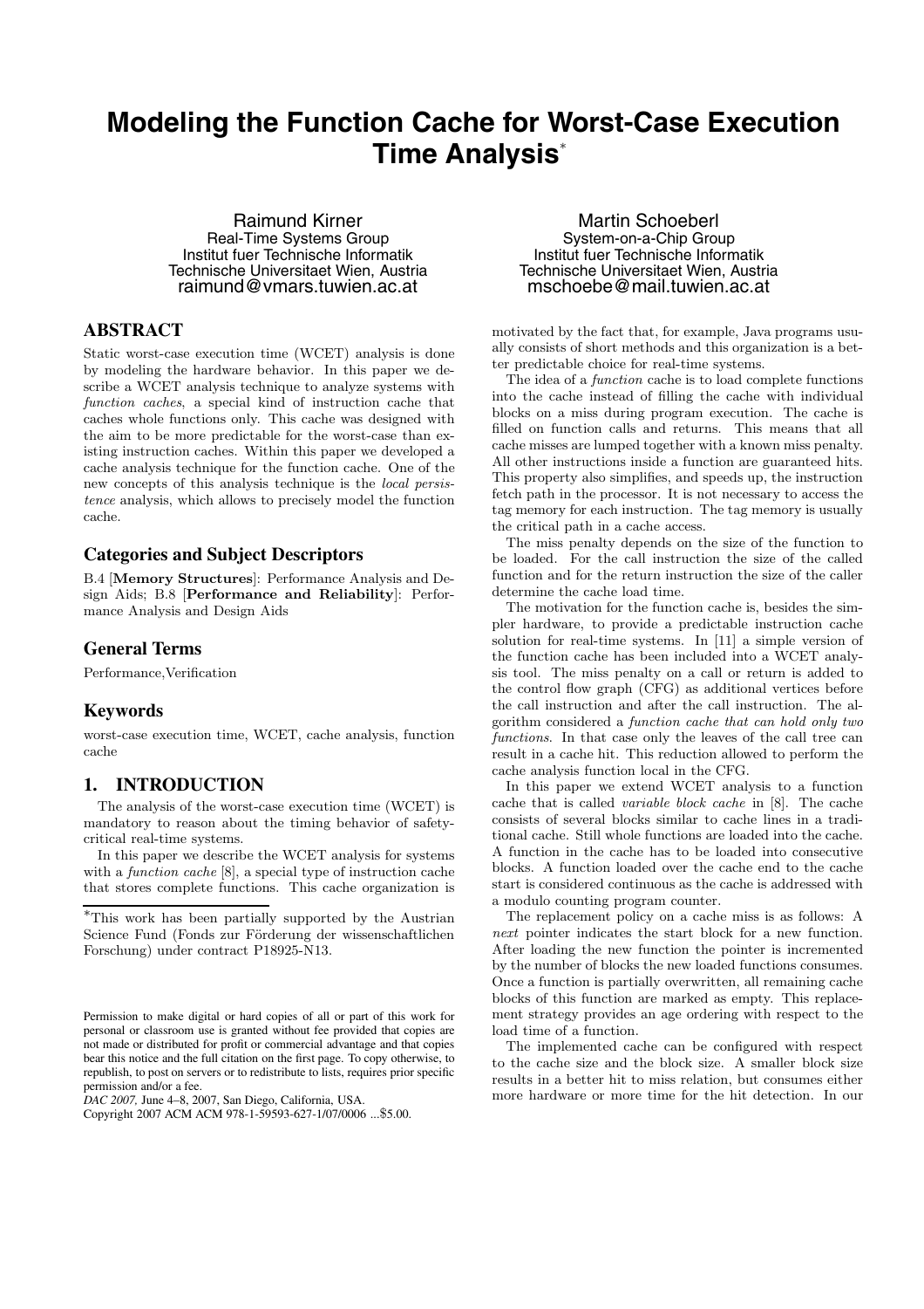# Modeling the Function Cache for Worst-Case Execution Time Analysis*

Raimund Kirner
Real-Time Systems Group
Institut fuer Technische Informatik
Technische Universitaet Wien, Austria
raimund@vmars.tuwien.ac.at

Martin Schoeberl
System-on-a-Chip Group
Institut fuer Technische Informatik
Technische Universitaet Wien, Austria
mschoebe@mail.tuwien.ac.at

## ABSTRACT

Static worst-case execution time (WCET) analysis is done by modeling the hardware behavior. In this paper we describe a WCET analysis technique to analyze systems with *function caches*, a special kind of instruction cache that caches whole functions only. This cache was designed with the aim to be more predictable for the worst-case than existing instruction caches. Within this paper we developed a cache analysis technique for the function cache. One of the new concepts of this analysis technique is the *local persistence* analysis, which allows to precisely model the function cache.

### Categories and Subject Descriptors

B.4 [**Memory Structures**]: Performance Analysis and Design Aids; B.8 [**Performance and Reliability**]: Performance Analysis and Design Aids

### General Terms

Performance,Verification

### Keywords

worst-case execution time, WCET, cache analysis, function cache

## 1. INTRODUCTION

The analysis of the worst-case execution time (WCET) is mandatory to reason about the timing behavior of safety-critical real-time systems.

In this paper we describe the WCET analysis for systems with a *function cache* [8], a special type of instruction cache that stores complete functions. This cache organization is motivated by the fact that, for example, Java programs usually consists of short methods and this organization is a better predictable choice for real-time systems.

The idea of a *function* cache is to load complete functions into the cache instead of filling the cache with individual blocks on a miss during program execution. The cache is filled on function calls and returns. This means that all cache misses are lumped together with a known miss penalty. All other instructions inside a function are guaranteed hits. This property also simplifies, and speeds up, the instruction fetch path in the processor. It is not necessary to access the tag memory for each instruction. The tag memory is usually the critical path in a cache access.

The miss penalty depends on the size of the function to be loaded. For the call instruction the size of the called function and for the return instruction the size of the caller determine the cache load time.

The motivation for the function cache is, besides the simpler hardware, to provide a predictable instruction cache solution for real-time systems. In [11] a simple version of the function cache has been included into a WCET analysis tool. The miss penalty on a call or return is added to the control flow graph (CFG) as additional vertices before the call instruction and after the call instruction. The algorithm considered a *function cache that can hold only two functions*. In that case only the leaves of the call tree can result in a cache hit. This reduction allowed to perform the cache analysis function local in the CFG.

In this paper we extend WCET analysis to a function cache that is called *variable block cache* in [8]. The cache consists of several blocks similar to cache lines in a traditional cache. Still whole functions are loaded into the cache. A function in the cache has to be loaded into consecutive blocks. A function loaded over the cache end to the cache start is considered continuous as the cache is addressed with a modulo counting program counter.

The replacement policy on a cache miss is as follows: A *next* pointer indicates the start block for a new function. After loading the new function the pointer is incremented by the number of blocks the new loaded functions consumes. Once a function is partially overwritten, all remaining cache blocks of this function are marked as empty. This replacement strategy provides an age ordering with respect to the load time of a function.

The implemented cache can be configured with respect to the cache size and the block size. A smaller block size results in a better hit to miss relation, but consumes either more hardware or more time for the hit detection. In our

*This work has been partially supported by the Austrian Science Fund (Fonds zur Förderung der wissenschaftlichen Forschung) under contract P18925-N13.

Permission to make digital or hard copies of all or part of this work for personal or classroom use is granted without fee provided that copies are not made or distributed for profit or commercial advantage and that copies bear this notice and the full citation on the first page. To copy otherwise, to republish, to post on servers or to redistribute to lists, requires prior specific permission and/or a fee.
*DAC 2007,* June 4–8, 2007, San Diego, California, USA.
Copyright 2007 ACM ACM 978-1-59593-627-1/07/0006 ...$5.00.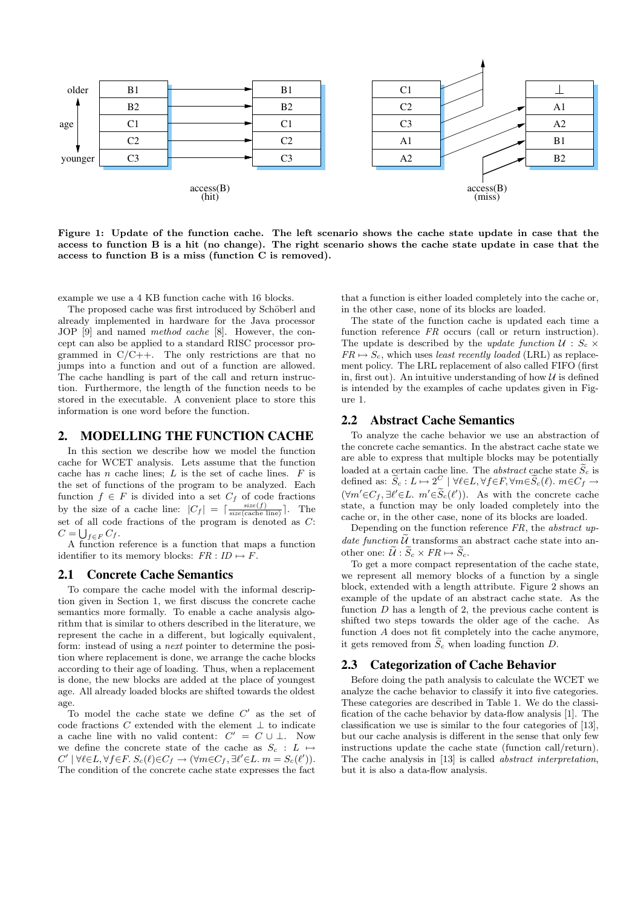older

age

younger

B1
B2
C1
C2
C3

B1
B2
C1
C2
C3

access(B)
(hit)

C1
C2
C3
A1
A2

⊥
A1
A2
B1
B2

access(B)
(miss)

**Figure 1: Update of the function cache. The left scenario shows the cache state update in case that the access to function B is a hit (no change). The right scenario shows the cache state update in case that the access to function B is a miss (function C is removed).**

example we use a 4 KB function cache with 16 blocks.

The proposed cache was first introduced by Schöberl and already implemented in hardware for the Java processor JOP [9] and named *method cache* [8]. However, the concept can also be applied to a standard RISC processor programmed in C/C++. The only restrictions are that no jumps into a function and out of a function are allowed. The cache handling is part of the call and return instruction. Furthermore, the length of the function needs to be stored in the executable. A convenient place to store this information is one word before the function.

## 2. MODELLING THE FUNCTION CACHE

In this section we describe how we model the function cache for WCET analysis. Lets assume that the function cache has $n$ cache lines; $L$ is the set of cache lines. $F$ is the set of functions of the program to be analyzed. Each function $f \in F$ is divided into a set $C_f$ of code fractions by the size of a cache line: $|C_f| = \lceil \frac{size(f)}{size(\text{cache line})} \rceil$. The set of all code fractions of the program is denoted as $C$: $C = \bigcup_{f \in F} C_f$.

A function reference is a function that maps a function identifier to its memory blocks: $FR : ID \mapsto F$.

### 2.1 Concrete Cache Semantics

To compare the cache model with the informal description given in Section 1, we first discuss the concrete cache semantics more formally. To enable a cache analysis algorithm that is similar to others described in the literature, we represent the cache in a different, but logically equivalent, form: instead of using a *next* pointer to determine the position where replacement is done, we arrange the cache blocks according to their age of loading. Thus, when a replacement is done, the new blocks are added at the place of youngest age. All already loaded blocks are shifted towards the oldest age.

To model the cache state we define $C'$ as the set of code fractions $C$ extended with the element $\perp$ to indicate a cache line with no valid content: $C' = C \cup \perp$. Now we define the concrete state of the cache as $S_c : L \mapsto C' \mid \forall \ell \in L, \forall f \in F.\ S_c(\ell) \in C_f \rightarrow (\forall m \in C_f, \exists \ell' \in L.\ m = S_c(\ell'))$. The condition of the concrete cache state expresses the fact that a function is either loaded completely into the cache or, in the other case, none of its blocks are loaded.

The state of the function cache is updated each time a function reference $FR$ occurs (call or return instruction). The update is described by the *update function* $\mathcal{U} : S_c \times FR \mapsto S_c$, which uses *least recently loaded* (LRL) as replacement policy. The LRL replacement of also called FIFO (first in, first out). An intuitive understanding of how $\mathcal{U}$ is defined is intended by the examples of cache updates given in Figure 1.

### 2.2 Abstract Cache Semantics

To analyze the cache behavior we use an abstraction of the concrete cache semantics. In the abstract cache state we are able to express that multiple blocks may be potentially loaded at a certain cache line. The *abstract* cache state $\widetilde{S}_c$ is defined as: $\widetilde{S}_c : L \mapsto 2^C \mid \forall \ell \in L, \forall f \in F, \forall m \in \widetilde{S}_c(\ell).\ m \in C_f \rightarrow (\forall m' \in C_f, \exists \ell' \in L.\ m' \in \widetilde{S}_c(\ell'))$. As with the concrete cache state, a function may be only loaded completely into the cache or, in the other case, none of its blocks are loaded.

Depending on the function reference $FR$, the *abstract update function* $\widetilde{\mathcal{U}}$ transforms an abstract cache state into another one: $\widetilde{\mathcal{U}} : \widetilde{S}_c \times FR \mapsto \widetilde{S}_c$.

To get a more compact representation of the cache state, we represent all memory blocks of a function by a single block, extended with a length attribute. Figure 2 shows an example of the update of an abstract cache state. As the function $D$ has a length of 2, the previous cache content is shifted two steps towards the older age of the cache. As function $A$ does not fit completely into the cache anymore, it gets removed from $\widetilde{S}_c$ when loading function $D$.

### 2.3 Categorization of Cache Behavior

Before doing the path analysis to calculate the WCET we analyze the cache behavior to classify it into five categories. These categories are described in Table 1. We do the classification of the cache behavior by data-flow analysis [1]. The classification we use is similar to the four categories of [13], but our cache analysis is different in the sense that only few instructions update the cache state (function call/return). The cache analysis in [13] is called *abstract interpretation*, but it is also a data-flow analysis.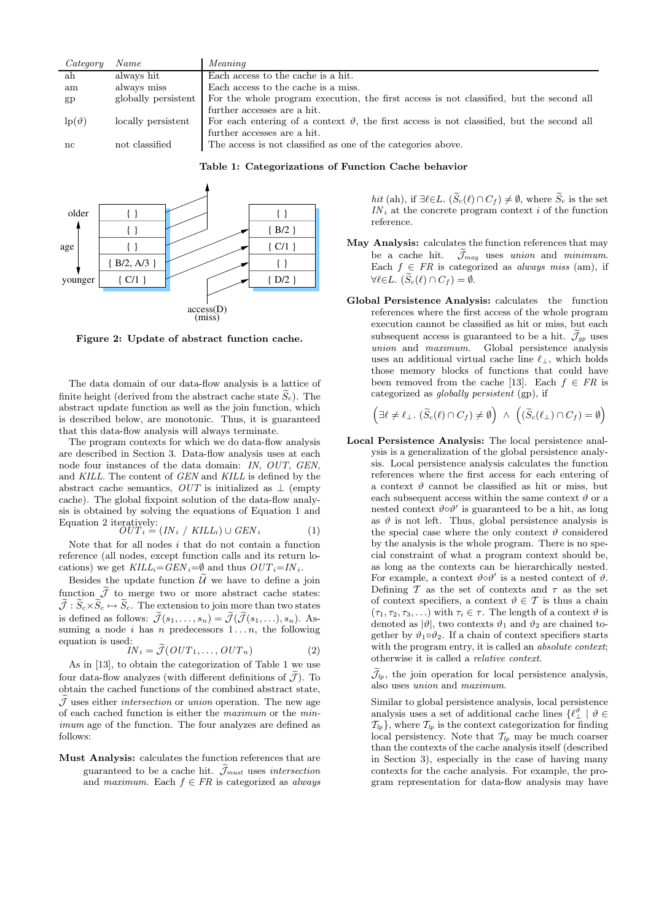| *Category* | *Name* | *Meaning* |
|---|---|---|
| ah | always hit | Each access to the cache is a hit. |
| am | always miss | Each access to the cache is a miss. |
| gp | globally persistent | For the whole program execution, the first access is not classified, but the second all further accesses are a hit. |
| lp($\vartheta$) | locally persistent | For each entering of a context $\vartheta$, the first access is not classified, but the second all further accesses are a hit. |
| nc | not classified | The access is not classified as one of the categories above. |

**Table 1: Categorizations of Function Cache behavior**

older

age

younger

{ }

{ }

{ }

{ B/2, A/3 }

{ C/1 }

{ }

{ B/2 }

{ C/1 }

{ }

{ D/2 }

access(D)
(miss)

**Figure 2: Update of abstract function cache.**

The data domain of our data-flow analysis is a lattice of finite height (derived from the abstract cache state $\widetilde{S}_c$). The abstract update function as well as the join function, which is described below, are monotonic. Thus, it is guaranteed that this data-flow analysis will always terminate.

The program contexts for which we do data-flow analysis are described in Section 3. Data-flow analysis uses at each node four instances of the data domain: *IN*, *OUT*, *GEN*, and *KILL*. The content of *GEN* and *KILL* is defined by the abstract cache semantics, *OUT* is initialized as $\perp$ (empty cache). The global fixpoint solution of the data-flow analysis is obtained by solving the equations of Equation 1 and Equation 2 iteratively:

$$OUT_i = (IN_i \;/\; KILL_i) \cup GEN_i \qquad (1)$$

Note that for all nodes $i$ that do not contain a function reference (all nodes, except function calls and its return locations) we get $KILL_i$=$GEN_i$=$\emptyset$ and thus $OUT_i$=$IN_i$.

Besides the update function $\widetilde{\mathcal{U}}$ we have to define a join function $\widetilde{\mathcal{J}}$ to merge two or more abstract cache states: $\widetilde{\mathcal{J}} : \widetilde{S}_c \times \widetilde{S}_c \mapsto \widetilde{S}_c$. The extension to join more than two states is defined as follows: $\widetilde{\mathcal{J}}(s_1, \ldots, s_n) = \widetilde{\mathcal{J}}(\widetilde{\mathcal{J}}(s_1, \ldots), s_n)$. Assuming a node $i$ has $n$ predecessors $1 \ldots n$, the following equation is used:

$$IN_i = \widetilde{\mathcal{J}}(OUT_1, \ldots, OUT_n) \qquad (2)$$

As in [13], to obtain the categorization of Table 1 we use four data-flow analyzes (with different definitions of $\widetilde{\mathcal{J}}$). To obtain the cached functions of the combined abstract state, $\widetilde{\mathcal{J}}$ uses either *intersection* or *union* operation. The new age of each cached function is either the *maximum* or the *minimum* age of the function. The four analyzes are defined as follows:

**Must Analysis:** calculates the function references that are guaranteed to be a cache hit. $\widetilde{\mathcal{J}}_{must}$ uses *intersection* and *maximum*. Each $f \in FR$ is categorized as *always hit* (ah), if $\exists \ell {\in} L.\ (\widetilde{S}_c(\ell) \cap C_f) \neq \emptyset$, where $\widetilde{S}_c$ is the set $IN_i$ at the concrete program context $i$ of the function reference.

**May Analysis:** calculates the function references that may be a cache hit. $\widetilde{\mathcal{J}}_{may}$ uses *union* and *minimum*. Each $f \in FR$ is categorized as *always miss* (am), if $\forall \ell {\in} L.\ (\widetilde{S}_c(\ell) \cap C_f) = \emptyset$.

**Global Persistence Analysis:** calculates the function references where the first access of the whole program execution cannot be classified as hit or miss, but each subsequent access is guaranteed to be a hit. $\widetilde{\mathcal{J}}_{gp}$ uses *union* and *maximum*. Global persistence analysis uses an additional virtual cache line $\ell_\perp$, which holds those memory blocks of functions that could have been removed from the cache [13]. Each $f \in FR$ is categorized as *globally persistent* (gp), if

$$\left(\exists \ell \neq \ell_\perp.\ (\widetilde{S}_c(\ell) \cap C_f) \neq \emptyset\right) \ \wedge\ \left((\widetilde{S}_c(\ell_\perp) \cap C_f) = \emptyset\right)$$

**Local Persistence Analysis:** The local persistence analysis is a generalization of the global persistence analysis. Local persistence analysis calculates the function references where the first access for each entering of a context $\vartheta$ cannot be classified as hit or miss, but each subsequent access within the same context $\vartheta$ or a nested context $\vartheta \circ \vartheta'$ is guaranteed to be a hit, as long as $\vartheta$ is not left. Thus, global persistence analysis is the special case where the only context $\vartheta$ considered by the analysis is the whole program. There is no special constraint of what a program context should be, as long as the contexts can be hierarchically nested. For example, a context $\vartheta \circ \vartheta'$ is a nested context of $\vartheta$. Defining $\mathcal{T}$ as the set of contexts and $\tau$ as the set of context specifiers, a context $\vartheta \in \mathcal{T}$ is thus a chain $(\tau_1, \tau_2, \tau_3, \ldots)$ with $\tau_i \in \tau$. The length of a context $\vartheta$ is denoted as $|\vartheta|$, two contexts $\vartheta_1$ and $\vartheta_2$ are chained together by $\vartheta_1 \circ \vartheta_2$. If a chain of context specifiers starts with the program entry, it is called an *absolute context*; otherwise it is called a *relative context*.

$\widetilde{\mathcal{J}}_{lp}$, the join operation for local persistence analysis, also uses *union* and *maximum*.

Similar to global persistence analysis, local persistence analysis uses a set of additional cache lines $\{\ell_\perp^\vartheta \mid \vartheta \in \mathcal{T}_{lp}\}$, where $\mathcal{T}_{lp}$ is the context categorization for finding local persistency. Note that $\mathcal{T}_{lp}$ may be much coarser than the contexts of the cache analysis itself (described in Section 3), especially in the case of having many contexts for the cache analysis. For example, the program representation for data-flow analysis may have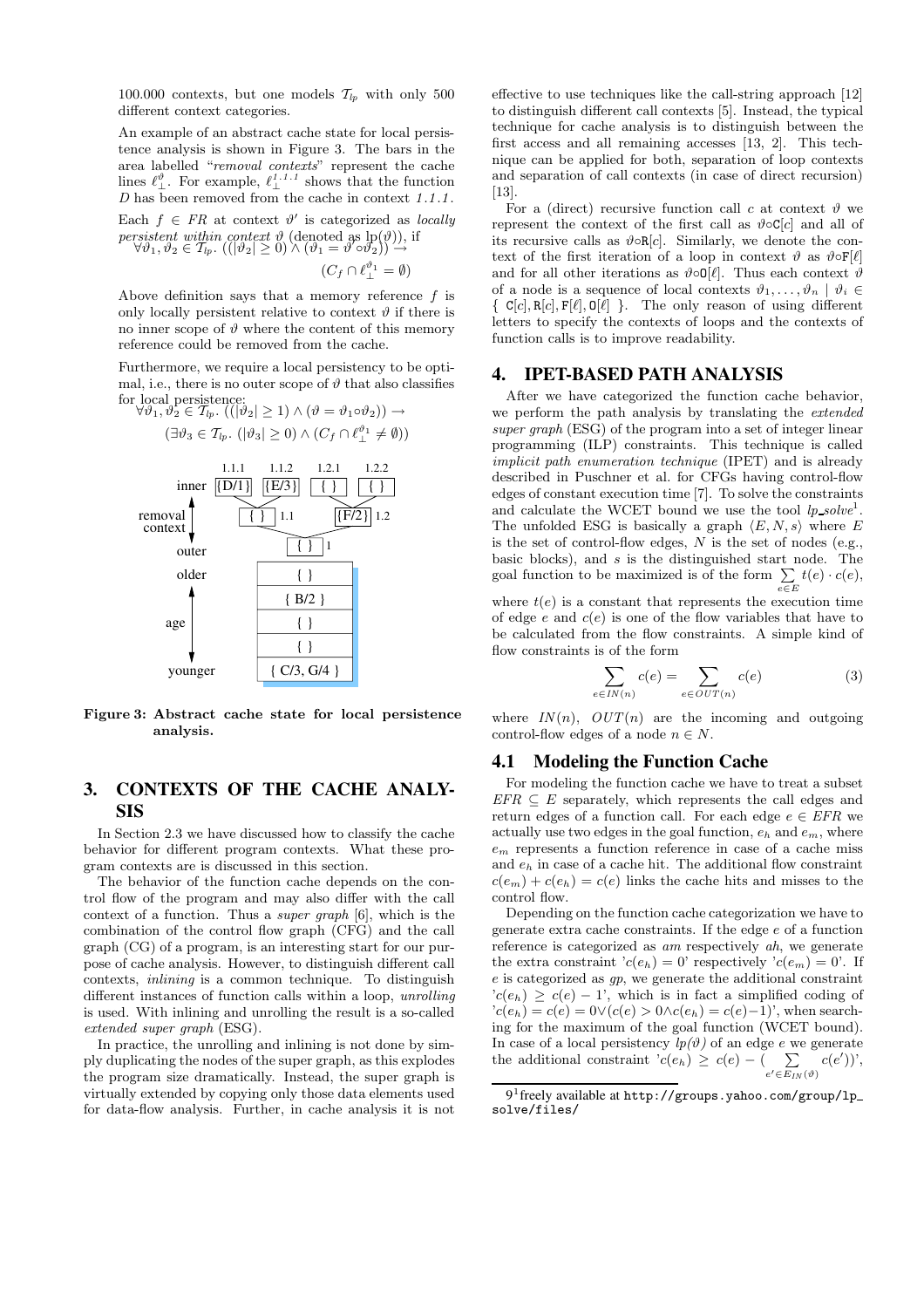100.000 contexts, but one models $\mathcal{T}_{lp}$ with only 500 different context categories.

An example of an abstract cache state for local persistence analysis is shown in Figure 3. The bars in the area labelled "*removal contexts*" represent the cache lines $\ell_\perp^\vartheta$. For example, $\ell_\perp^{1.1.1}$ shows that the function $D$ has been removed from the cache in context *1.1.1*.

Each $f \in FR$ at context $\vartheta'$ is categorized as *locally persistent within context* $\vartheta$ (denoted as lp($\vartheta$)), if

$$\forall \vartheta_1, \vartheta_2 \in \mathcal{T}_{lp}.\ ((|\vartheta_2| \geq 0) \wedge (\vartheta_1 = \vartheta' \circ \vartheta_2)) \rightarrow (C_f \cap \ell_\perp^{\vartheta_1} = \emptyset)$$

Above definition says that a memory reference $f$ is only locally persistent relative to context $\vartheta$ if there is no inner scope of $\vartheta$ where the content of this memory reference could be removed from the cache.

Furthermore, we require a local persistency to be optimal, i.e., there is no outer scope of $\vartheta$ that also classifies for local persistence:

$$\forall \vartheta_1, \vartheta_2 \in \mathcal{T}_{lp}.\ ((|\vartheta_2| \geq 1) \wedge (\vartheta = \vartheta_1 \circ \vartheta_2)) \rightarrow (\exists \vartheta_3 \in \mathcal{T}_{lp}.\ (|\vartheta_3| \geq 0) \wedge (C_f \cap \ell_\perp^{\vartheta_1} \neq \emptyset))$$

1.1.1 1.1.2 1.2.1 1.2.2

inner {D/1} {E/3} { } { }

removal context { } 1.1 {F/2} 1.2

outer { } 1

older { }

age { B/2 }

{ }

{ }

younger { C/3, G/4 }

**Figure 3: Abstract cache state for local persistence analysis.**

## 3. CONTEXTS OF THE CACHE ANALYSIS

In Section 2.3 we have discussed how to classify the cache behavior for different program contexts. What these program contexts are is discussed in this section.

The behavior of the function cache depends on the control flow of the program and may also differ with the call context of a function. Thus a *super graph* [6], which is the combination of the control flow graph (CFG) and the call graph (CG) of a program, is an interesting start for our purpose of cache analysis. However, to distinguish different call contexts, *inlining* is a common technique. To distinguish different instances of function calls within a loop, *unrolling* is used. With inlining and unrolling the result is a so-called *extended super graph* (ESG).

In practice, the unrolling and inlining is not done by simply duplicating the nodes of the super graph, as this explodes the program size dramatically. Instead, the super graph is virtually extended by copying only those data elements used for data-flow analysis. Further, in cache analysis it is not effective to use techniques like the call-string approach [12] to distinguish different call contexts [5]. Instead, the typical technique for cache analysis is to distinguish between the first access and all remaining accesses [13, 2]. This technique can be applied for both, separation of loop contexts and separation of call contexts (in case of direct recursion) [13].

For a (direct) recursive function call $c$ at context $\vartheta$ we represent the context of the first call as $\vartheta \circ \mathtt{C}[c]$ and all of its recursive calls as $\vartheta \circ \mathtt{R}[c]$. Similarly, we denote the context of the first iteration of a loop in context $\vartheta$ as $\vartheta \circ \mathtt{F}[\ell]$ and for all other iterations as $\vartheta \circ \mathtt{O}[\ell]$. Thus each context $\vartheta$ of a node is a sequence of local contexts $\vartheta_1, \ldots, \vartheta_n \mid \vartheta_i \in \{\ \mathtt{C}[c], \mathtt{R}[c], \mathtt{F}[\ell], \mathtt{O}[\ell]\ \}$. The only reason of using different letters to specify the contexts of loops and the contexts of function calls is to improve readability.

## 4. IPET-BASED PATH ANALYSIS

After we have categorized the function cache behavior, we perform the path analysis by translating the *extended super graph* (ESG) of the program into a set of integer linear programming (ILP) constraints. This technique is called *implicit path enumeration technique* (IPET) and is already described in Puschner et al. for CFGs having control-flow edges of constant execution time [7]. To solve the constraints and calculate the WCET bound we use the tool *lp_solve*[1]. The unfolded ESG is basically a graph $\langle E, N, s \rangle$ where $E$ is the set of control-flow edges, $N$ is the set of nodes (e.g., basic blocks), and $s$ is the distinguished start node. The goal function to be maximized is of the form $\sum_{e \in E} t(e) \cdot c(e)$, where $t(e)$ is a constant that represents the execution time of edge $e$ and $c(e)$ is one of the flow variables that have to be calculated from the flow constraints. A simple kind of flow constraints is of the form

$$\sum_{e \in IN(n)} c(e) = \sum_{e \in OUT(n)} c(e) \tag{3}$$

where $IN(n)$, $OUT(n)$ are the incoming and outgoing control-flow edges of a node $n \in N$.

### 4.1 Modeling the Function Cache

For modeling the function cache we have to treat a subset $EFR \subseteq E$ separately, which represents the call edges and return edges of a function call. For each edge $e \in EFR$ we actually use two edges in the goal function, $e_h$ and $e_m$, where $e_m$ represents a function reference in case of a cache miss and $e_h$ in case of a cache hit. The additional flow constraint $c(e_m) + c(e_h) = c(e)$ links the cache hits and misses to the control flow.

Depending on the function cache categorization we have to generate extra cache constraints. If the edge $e$ of a function reference is categorized as *am* respectively *ah*, we generate the extra constraint '$c(e_h) = 0$' respectively '$c(e_m) = 0$'. If $e$ is categorized as *gp*, we generate the additional constraint '$c(e_h) \geq c(e) - 1$', which is in fact a simplified coding of '$c(e_h) = c(e) = 0 \vee (c(e) > 0 \wedge c(e_h) = c(e) - 1)$', when searching for the maximum of the goal function (WCET bound). In case of a local persistency $lp(\vartheta)$ of an edge $e$ we generate the additional constraint '$c(e_h) \geq c(e) - (\sum_{e' \in E_{IN}(\vartheta)} c(e'))$',

[1] freely available at http://groups.yahoo.com/group/lp_solve/files/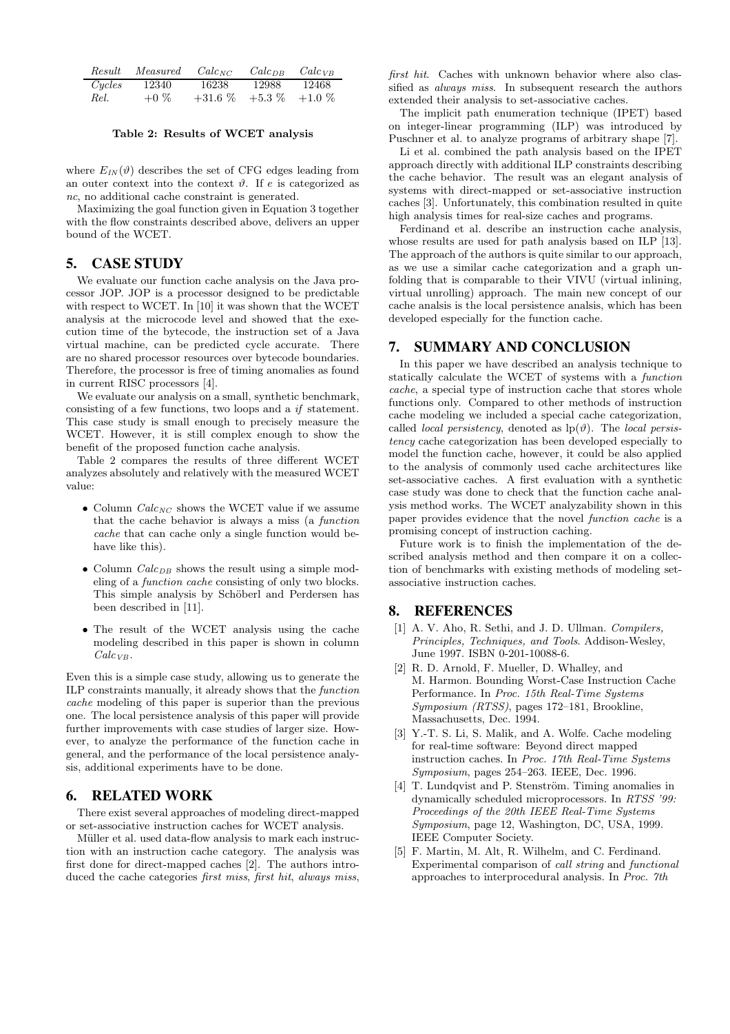| *Result* | *Measured* | $Calc_{NC}$ | $Calc_{DB}$ | $Calc_{VB}$ |
|---|---|---|---|---|
| *Cycles* | 12340 | 16238 | 12988 | 12468 |
| *Rel.* | +0 % | +31.6 % | +5.3 % | +1.0 % |

**Table 2: Results of WCET analysis**

where $E_{IN}(\vartheta)$ describes the set of CFG edges leading from an outer context into the context $\vartheta$. If $e$ is categorized as *nc*, no additional cache constraint is generated.

Maximizing the goal function given in Equation 3 together with the flow constraints described above, delivers an upper bound of the WCET.

## 5. CASE STUDY

We evaluate our function cache analysis on the Java processor JOP. JOP is a processor designed to be predictable with respect to WCET. In [10] it was shown that the WCET analysis at the microcode level and showed that the execution time of the bytecode, the instruction set of a Java virtual machine, can be predicted cycle accurate. There are no shared processor resources over bytecode boundaries. Therefore, the processor is free of timing anomalies as found in current RISC processors [4].

We evaluate our analysis on a small, synthetic benchmark, consisting of a few functions, two loops and a *if* statement. This case study is small enough to precisely measure the WCET. However, it is still complex enough to show the benefit of the proposed function cache analysis.

Table 2 compares the results of three different WCET analyzes absolutely and relatively with the measured WCET value:

- Column $Calc_{NC}$ shows the WCET value if we assume that the cache behavior is always a miss (a *function cache* that can cache only a single function would behave like this).
- Column $Calc_{DB}$ shows the result using a simple modeling of a *function cache* consisting of only two blocks. This simple analysis by Schöberl and Perdersen has been described in [11].
- The result of the WCET analysis using the cache modeling described in this paper is shown in column $Calc_{VB}$.

Even this is a simple case study, allowing us to generate the ILP constraints manually, it already shows that the *function cache* modeling of this paper is superior than the previous one. The local persistence analysis of this paper will provide further improvements with case studies of larger size. However, to analyze the performance of the function cache in general, and the performance of the local persistence analysis, additional experiments have to be done.

## 6. RELATED WORK

There exist several approaches of modeling direct-mapped or set-associative instruction caches for WCET analysis.

Müller et al. used data-flow analysis to mark each instruction with an instruction cache category. The analysis was first done for direct-mapped caches [2]. The authors introduced the cache categories *first miss*, *first hit*, *always miss*, *first hit*. Caches with unknown behavior where also classified as *always miss*. In subsequent research the authors extended their analysis to set-associative caches.

The implicit path enumeration technique (IPET) based on integer-linear programming (ILP) was introduced by Puschner et al. to analyze programs of arbitrary shape [7].

Li et al. combined the path analysis based on the IPET approach directly with additional ILP constraints describing the cache behavior. The result was an elegant analysis of systems with direct-mapped or set-associative instruction caches [3]. Unfortunately, this combination resulted in quite high analysis times for real-size caches and programs.

Ferdinand et al. describe an instruction cache analysis, whose results are used for path analysis based on ILP [13]. The approach of the authors is quite similar to our approach, as we use a similar cache categorization and a graph unfolding that is comparable to their VIVU (virtual inlining, virtual unrolling) approach. The main new concept of our cache anaIsis is the local persistence analsis, which has been developed especially for the function cache.

## 7. SUMMARY AND CONCLUSION

In this paper we have described an analysis technique to statically calculate the WCET of systems with a *function cache*, a special type of instruction cache that stores whole functions only. Compared to other methods of instruction cache modeling we included a special cache categorization, called *local persistency*, denoted as $\mathrm{lp}(\vartheta)$. The *local persistency* cache categorization has been developed especially to model the function cache, however, it could be also applied to the analysis of commonly used cache architectures like set-associative caches. A first evaluation with a synthetic case study was done to check that the function cache analysis method works. The WCET analyzability shown in this paper provides evidence that the novel *function cache* is a promising concept of instruction caching.

Future work is to finish the implementation of the described analysis method and then compare it on a collection of benchmarks with existing methods of modeling set-associative instruction caches.

## 8. REFERENCES

[1] A. V. Aho, R. Sethi, and J. D. Ullman. *Compilers, Principles, Techniques, and Tools*. Addison-Wesley, June 1997. ISBN 0-201-10088-6.

[2] R. D. Arnold, F. Mueller, D. Whalley, and M. Harmon. Bounding Worst-Case Instruction Cache Performance. In *Proc. 15th Real-Time Systems Symposium (RTSS)*, pages 172–181, Brookline, Massachusetts, Dec. 1994.

[3] Y.-T. S. Li, S. Malik, and A. Wolfe. Cache modeling for real-time software: Beyond direct mapped instruction caches. In *Proc. 17th Real-Time Systems Symposium*, pages 254–263. IEEE, Dec. 1996.

[4] T. Lundqvist and P. Stenström. Timing anomalies in dynamically scheduled microprocessors. In *RTSS '99: Proceedings of the 20th IEEE Real-Time Systems Symposium*, page 12, Washington, DC, USA, 1999. IEEE Computer Society.

[5] F. Martin, M. Alt, R. Wilhelm, and C. Ferdinand. Experimental comparison of *call string* and *functional* approaches to interprocedural analysis. In *Proc. 7th*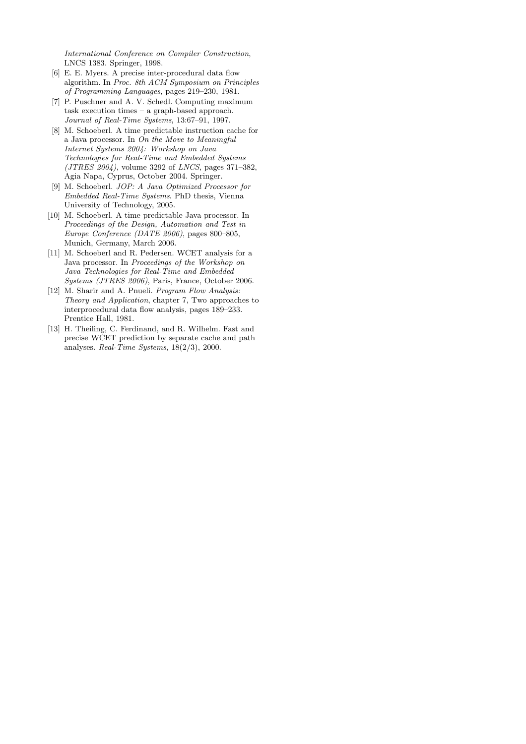*International Conference on Compiler Construction*, LNCS 1383. Springer, 1998.

[6] E. E. Myers. A precise inter-procedural data flow algorithm. In *Proc. 8th ACM Symposium on Principles of Programming Languages*, pages 219–230, 1981.

[7] P. Puschner and A. V. Schedl. Computing maximum task execution times – a graph-based approach. *Journal of Real-Time Systems*, 13:67–91, 1997.

[8] M. Schoeberl. A time predictable instruction cache for a Java processor. In *On the Move to Meaningful Internet Systems 2004: Workshop on Java Technologies for Real-Time and Embedded Systems (JTRES 2004)*, volume 3292 of *LNCS*, pages 371–382, Agia Napa, Cyprus, October 2004. Springer.

[9] M. Schoeberl. *JOP: A Java Optimized Processor for Embedded Real-Time Systems*. PhD thesis, Vienna University of Technology, 2005.

[10] M. Schoeberl. A time predictable Java processor. In *Proceedings of the Design, Automation and Test in Europe Conference (DATE 2006)*, pages 800–805, Munich, Germany, March 2006.

[11] M. Schoeberl and R. Pedersen. WCET analysis for a Java processor. In *Proceedings of the Workshop on Java Technologies for Real-Time and Embedded Systems (JTRES 2006)*, Paris, France, October 2006.

[12] M. Sharir and A. Pnueli. *Program Flow Analysis: Theory and Application*, chapter 7, Two approaches to interprocedural data flow analysis, pages 189–233. Prentice Hall, 1981.

[13] H. Theiling, C. Ferdinand, and R. Wilhelm. Fast and precise WCET prediction by separate cache and path analyses. *Real-Time Systems*, 18(2/3), 2000.